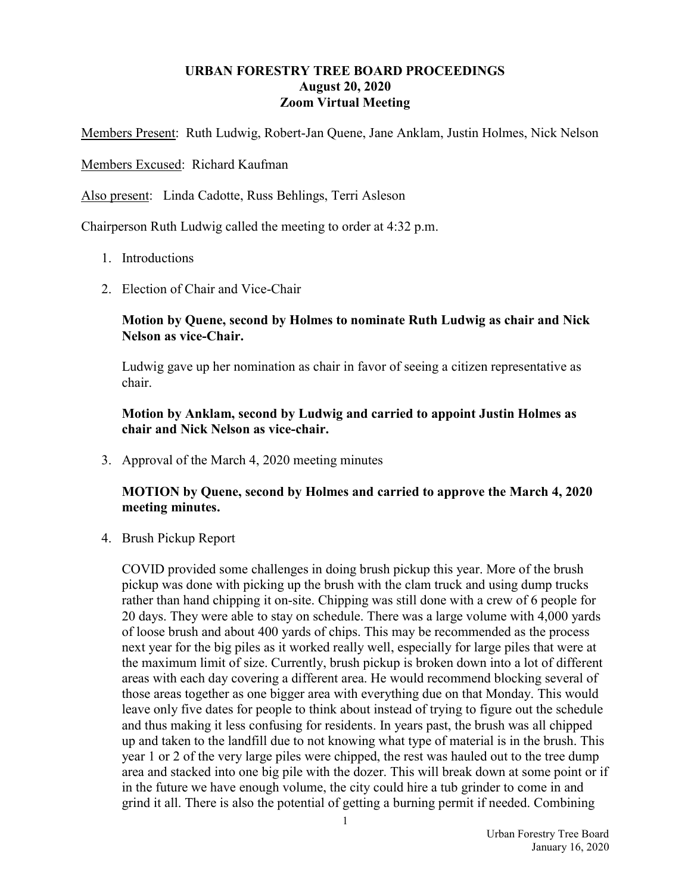# URBAN FORESTRY TREE BOARD PROCEEDINGS
## August 20, 2020
## Zoom Virtual Meeting

Members Present: Ruth Ludwig, Robert-Jan Quene, Jane Anklam, Justin Holmes, Nick Nelson

Members Excused: Richard Kaufman

Also present: Linda Cadotte, Russ Behlings, Terri Asleson

Chairperson Ruth Ludwig called the meeting to order at 4:32 p.m.

1. Introductions

2. Election of Chair and Vice-Chair

   **Motion by Quene, second by Holmes to nominate Ruth Ludwig as chair and Nick Nelson as vice-Chair.**

   Ludwig gave up her nomination as chair in favor of seeing a citizen representative as chair.

   **Motion by Anklam, second by Ludwig and carried to appoint Justin Holmes as chair and Nick Nelson as vice-chair.**

3. Approval of the March 4, 2020 meeting minutes

   **MOTION by Quene, second by Holmes and carried to approve the March 4, 2020 meeting minutes.**

4. Brush Pickup Report

   COVID provided some challenges in doing brush pickup this year. More of the brush pickup was done with picking up the brush with the clam truck and using dump trucks rather than hand chipping it on-site. Chipping was still done with a crew of 6 people for 20 days. They were able to stay on schedule. There was a large volume with 4,000 yards of loose brush and about 400 yards of chips. This may be recommended as the process next year for the big piles as it worked really well, especially for large piles that were at the maximum limit of size. Currently, brush pickup is broken down into a lot of different areas with each day covering a different area. He would recommend blocking several of those areas together as one bigger area with everything due on that Monday. This would leave only five dates for people to think about instead of trying to figure out the schedule and thus making it less confusing for residents. In years past, the brush was all chipped up and taken to the landfill due to not knowing what type of material is in the brush. This year 1 or 2 of the very large piles were chipped, the rest was hauled out to the tree dump area and stacked into one big pile with the dozer. This will break down at some point or if in the future we have enough volume, the city could hire a tub grinder to come in and grind it all. There is also the potential of getting a burning permit if needed. Combining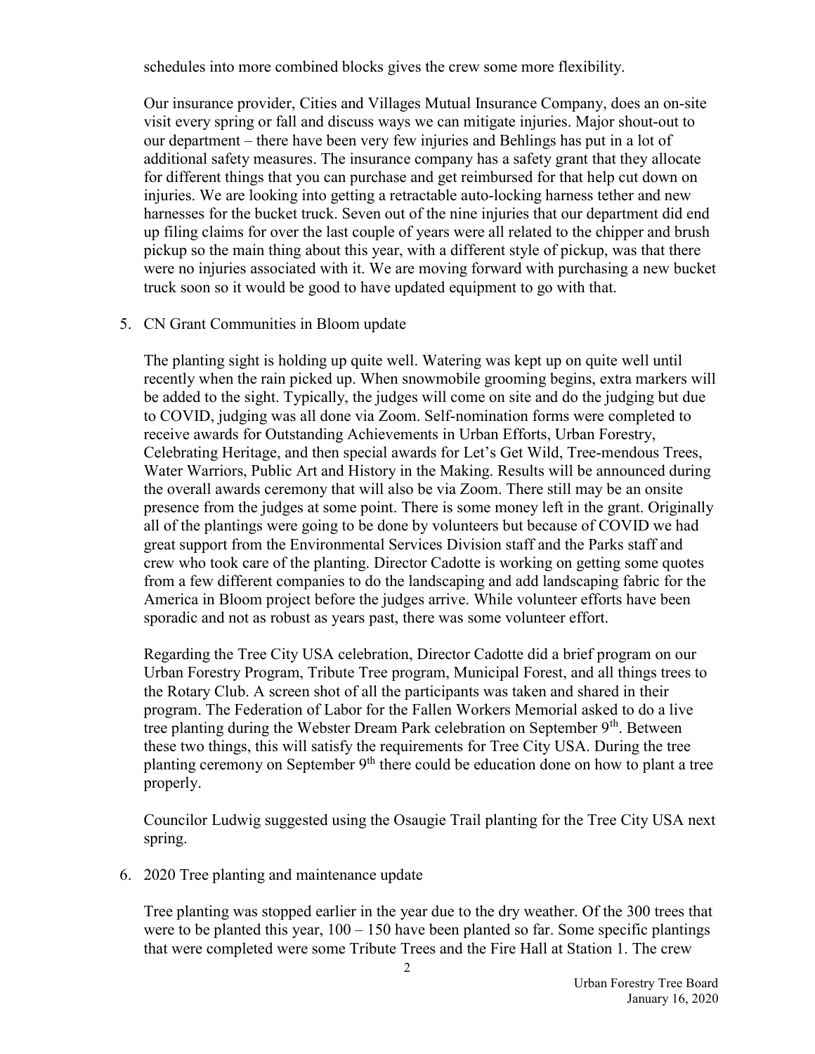schedules into more combined blocks gives the crew some more flexibility.

Our insurance provider, Cities and Villages Mutual Insurance Company, does an on-site visit every spring or fall and discuss ways we can mitigate injuries. Major shout-out to our department – there have been very few injuries and Behlings has put in a lot of additional safety measures. The insurance company has a safety grant that they allocate for different things that you can purchase and get reimbursed for that help cut down on injuries. We are looking into getting a retractable auto-locking harness tether and new harnesses for the bucket truck. Seven out of the nine injuries that our department did end up filing claims for over the last couple of years were all related to the chipper and brush pickup so the main thing about this year, with a different style of pickup, was that there were no injuries associated with it. We are moving forward with purchasing a new bucket truck soon so it would be good to have updated equipment to go with that.

5. CN Grant Communities in Bloom update

   The planting sight is holding up quite well. Watering was kept up on quite well until recently when the rain picked up. When snowmobile grooming begins, extra markers will be added to the sight. Typically, the judges will come on site and do the judging but due to COVID, judging was all done via Zoom. Self-nomination forms were completed to receive awards for Outstanding Achievements in Urban Efforts, Urban Forestry, Celebrating Heritage, and then special awards for Let's Get Wild, Tree-mendous Trees, Water Warriors, Public Art and History in the Making. Results will be announced during the overall awards ceremony that will also be via Zoom. There still may be an onsite presence from the judges at some point. There is some money left in the grant. Originally all of the plantings were going to be done by volunteers but because of COVID we had great support from the Environmental Services Division staff and the Parks staff and crew who took care of the planting. Director Cadotte is working on getting some quotes from a few different companies to do the landscaping and add landscaping fabric for the America in Bloom project before the judges arrive. While volunteer efforts have been sporadic and not as robust as years past, there was some volunteer effort.

   Regarding the Tree City USA celebration, Director Cadotte did a brief program on our Urban Forestry Program, Tribute Tree program, Municipal Forest, and all things trees to the Rotary Club. A screen shot of all the participants was taken and shared in their program. The Federation of Labor for the Fallen Workers Memorial asked to do a live tree planting during the Webster Dream Park celebration on September 9th. Between these two things, this will satisfy the requirements for Tree City USA. During the tree planting ceremony on September 9th there could be education done on how to plant a tree properly.

   Councilor Ludwig suggested using the Osaugie Trail planting for the Tree City USA next spring.

6. 2020 Tree planting and maintenance update

   Tree planting was stopped earlier in the year due to the dry weather. Of the 300 trees that were to be planted this year, 100 – 150 have been planted so far. Some specific plantings that were completed were some Tribute Trees and the Fire Hall at Station 1. The crew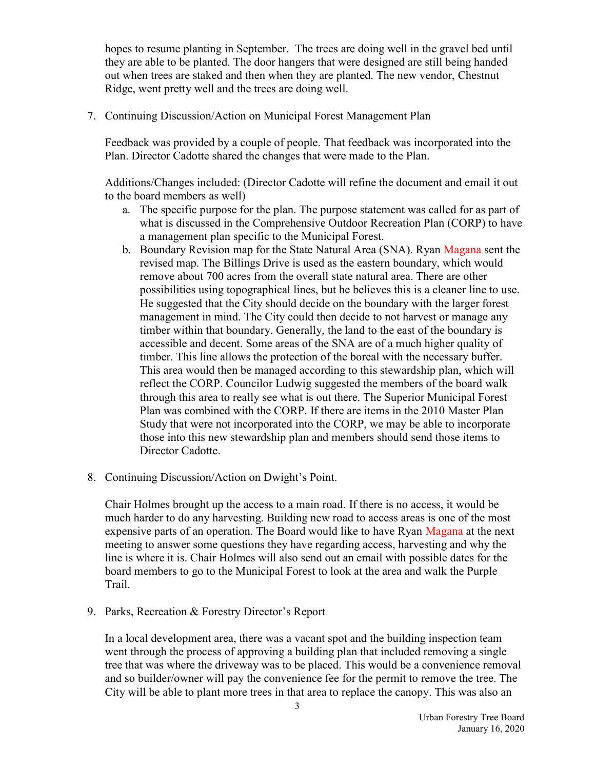hopes to resume planting in September. The trees are doing well in the gravel bed until they are able to be planted. The door hangers that were designed are still being handed out when trees are staked and then when they are planted. The new vendor, Chestnut Ridge, went pretty well and the trees are doing well.

7. Continuing Discussion/Action on Municipal Forest Management Plan

   Feedback was provided by a couple of people. That feedback was incorporated into the Plan. Director Cadotte shared the changes that were made to the Plan.

   Additions/Changes included: (Director Cadotte will refine the document and email it out to the board members as well)

   a. The specific purpose for the plan. The purpose statement was called for as part of what is discussed in the Comprehensive Outdoor Recreation Plan (CORP) to have a management plan specific to the Municipal Forest.
   b. Boundary Revision map for the State Natural Area (SNA). Ryan Magana sent the revised map. The Billings Drive is used as the eastern boundary, which would remove about 700 acres from the overall state natural area. There are other possibilities using topographical lines, but he believes this is a cleaner line to use. He suggested that the City should decide on the boundary with the larger forest management in mind. The City could then decide to not harvest or manage any timber within that boundary. Generally, the land to the east of the boundary is accessible and decent. Some areas of the SNA are of a much higher quality of timber. This line allows the protection of the boreal with the necessary buffer. This area would then be managed according to this stewardship plan, which will reflect the CORP. Councilor Ludwig suggested the members of the board walk through this area to really see what is out there. The Superior Municipal Forest Plan was combined with the CORP. If there are items in the 2010 Master Plan Study that were not incorporated into the CORP, we may be able to incorporate those into this new stewardship plan and members should send those items to Director Cadotte.

8. Continuing Discussion/Action on Dwight's Point.

   Chair Holmes brought up the access to a main road. If there is no access, it would be much harder to do any harvesting. Building new road to access areas is one of the most expensive parts of an operation. The Board would like to have Ryan Magana at the next meeting to answer some questions they have regarding access, harvesting and why the line is where it is. Chair Holmes will also send out an email with possible dates for the board members to go to the Municipal Forest to look at the area and walk the Purple Trail.

9. Parks, Recreation & Forestry Director's Report

   In a local development area, there was a vacant spot and the building inspection team went through the process of approving a building plan that included removing a single tree that was where the driveway was to be placed. This would be a convenience removal and so builder/owner will pay the convenience fee for the permit to remove the tree. The City will be able to plant more trees in that area to replace the canopy. This was also an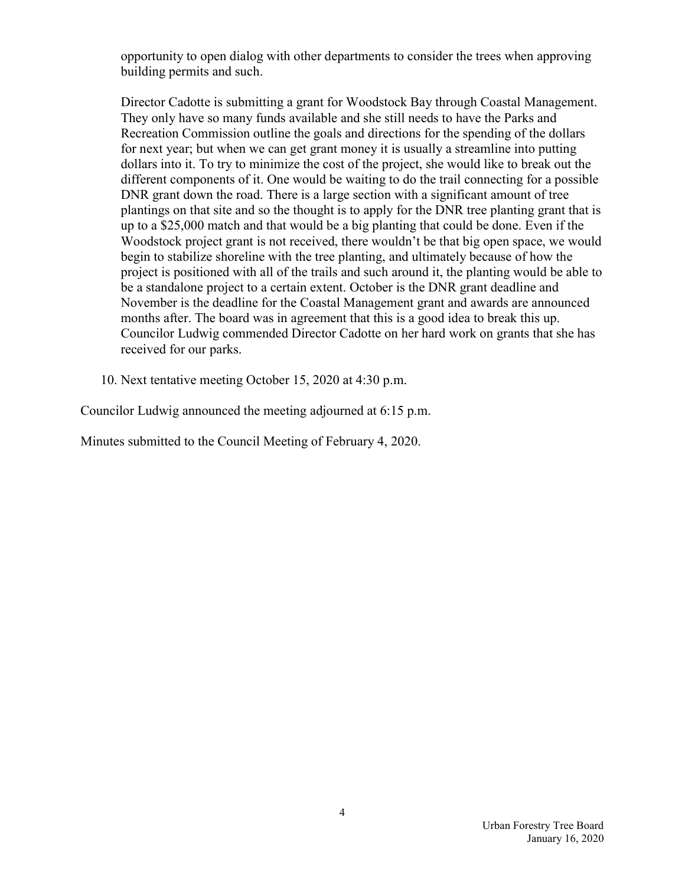opportunity to open dialog with other departments to consider the trees when approving building permits and such.

Director Cadotte is submitting a grant for Woodstock Bay through Coastal Management. They only have so many funds available and she still needs to have the Parks and Recreation Commission outline the goals and directions for the spending of the dollars for next year; but when we can get grant money it is usually a streamline into putting dollars into it. To try to minimize the cost of the project, she would like to break out the different components of it. One would be waiting to do the trail connecting for a possible DNR grant down the road. There is a large section with a significant amount of tree plantings on that site and so the thought is to apply for the DNR tree planting grant that is up to a $25,000 match and that would be a big planting that could be done. Even if the Woodstock project grant is not received, there wouldn't be that big open space, we would begin to stabilize shoreline with the tree planting, and ultimately because of how the project is positioned with all of the trails and such around it, the planting would be able to be a standalone project to a certain extent. October is the DNR grant deadline and November is the deadline for the Coastal Management grant and awards are announced months after. The board was in agreement that this is a good idea to break this up. Councilor Ludwig commended Director Cadotte on her hard work on grants that she has received for our parks.

10. Next tentative meeting October 15, 2020 at 4:30 p.m.

Councilor Ludwig announced the meeting adjourned at 6:15 p.m.

Minutes submitted to the Council Meeting of February 4, 2020.